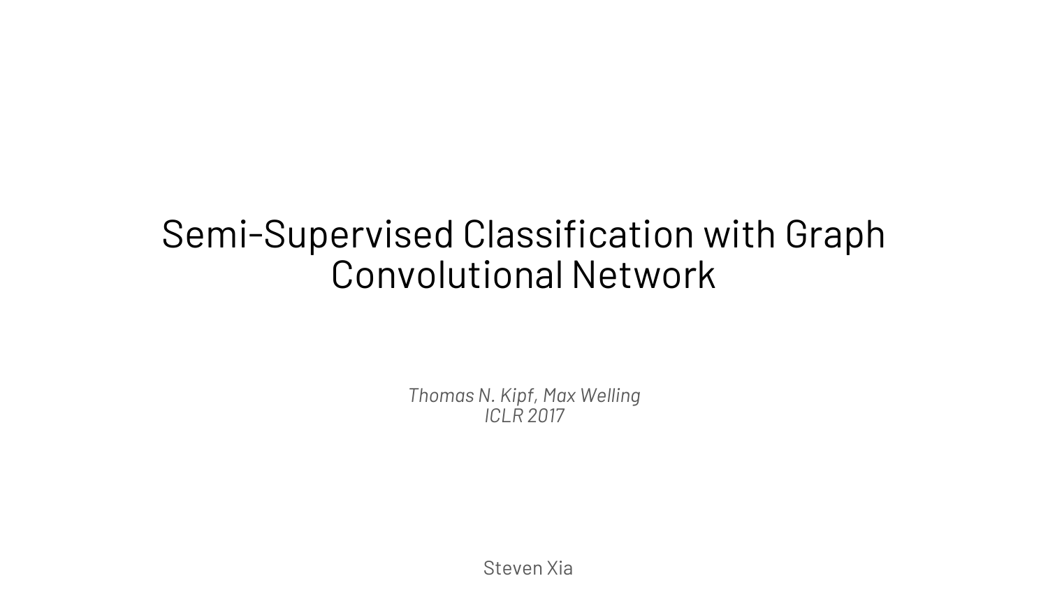# Semi-Supervised Classification with Graph Convolutional Network

*Thomas N. Kipf, Max Welling*
*ICLR 2017*

Steven Xia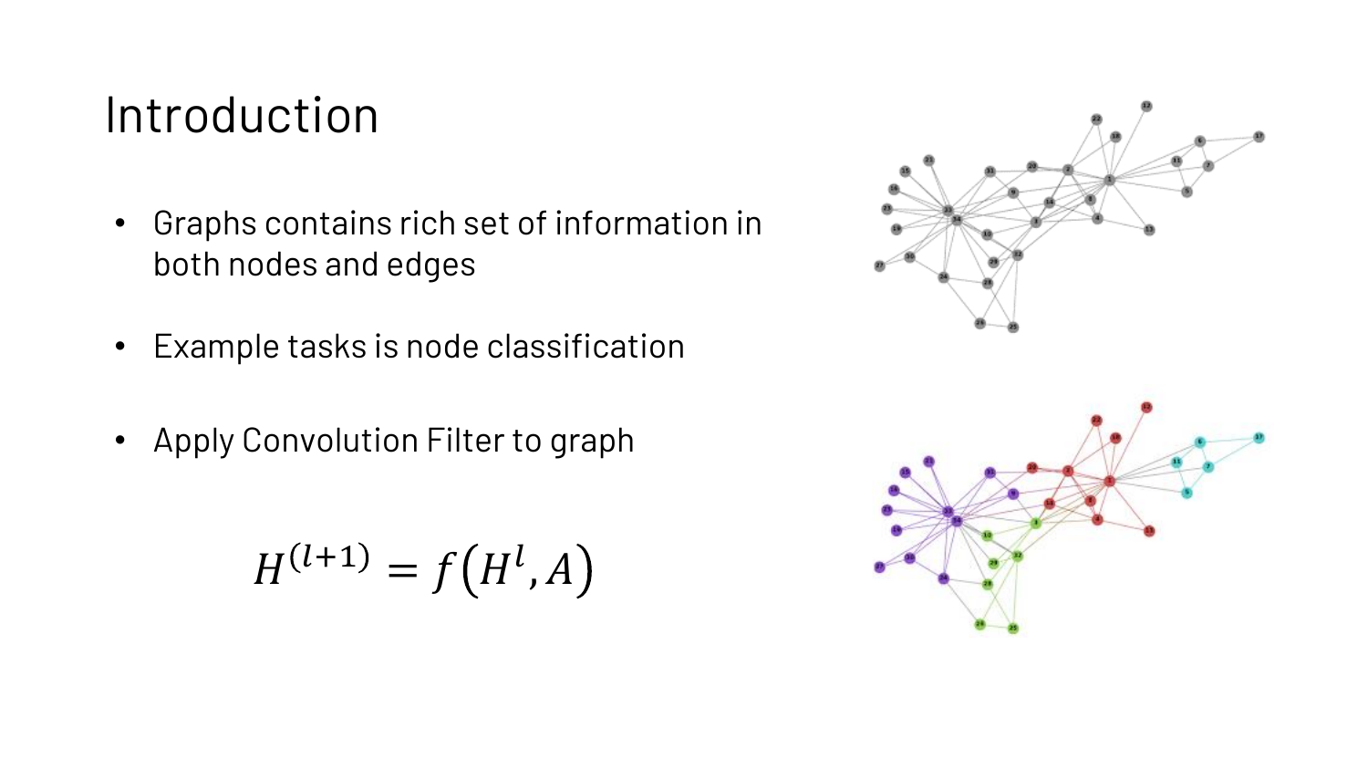# Introduction

- Graphs contains rich set of information in both nodes and edges
- Example tasks is node classification
- Apply Convolution Filter to graph

$$H^{(l+1)} = f\left(H^{l}, A\right)$$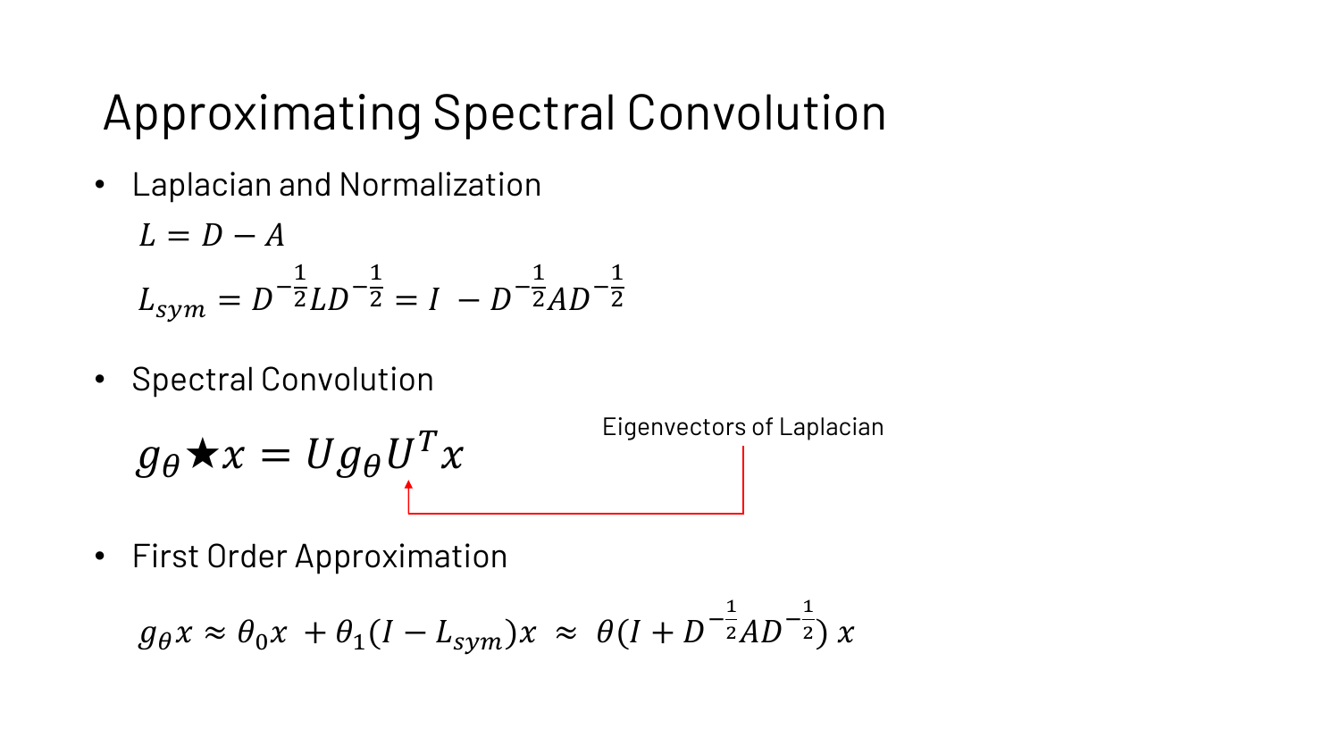# Approximating Spectral Convolution

- Laplacian and Normalization

$$L = D - A$$

$$L_{sym} = D^{-\frac{1}{2}} L D^{-\frac{1}{2}} = I - D^{-\frac{1}{2}} A D^{-\frac{1}{2}}$$

- Spectral Convolution

$$g_\theta \star x = U g_\theta U^T x$$

Eigenvectors of Laplacian

- First Order Approximation

$$g_\theta x \approx \theta_0 x + \theta_1 (I - L_{sym}) x \approx \theta (I + D^{-\frac{1}{2}} A D^{-\frac{1}{2}}) x$$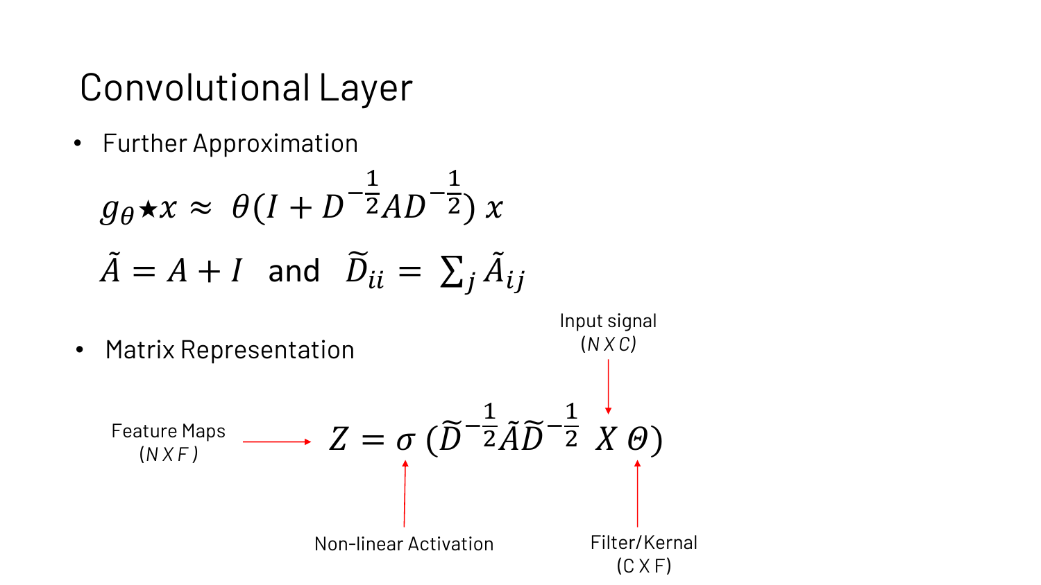# Convolutional Layer

- Further Approximation

$$g_\theta \star x \approx \theta(I + D^{-\frac{1}{2}} A D^{-\frac{1}{2}})\, x$$

$$\tilde{A} = A + I \quad \text{and} \quad \widetilde{D}_{ii} = \sum_j \tilde{A}_{ij}$$

- Matrix Representation

$$Z = \sigma\,(\widetilde{D}^{-\frac{1}{2}} \tilde{A} \widetilde{D}^{-\frac{1}{2}}\ X\ \Theta)$$

Feature Maps ($N \times F$) → $Z$

Non-linear Activation → $\sigma$

Input signal ($N \times C$) → $X$

Filter/Kernal ($C \times F$) → $\Theta$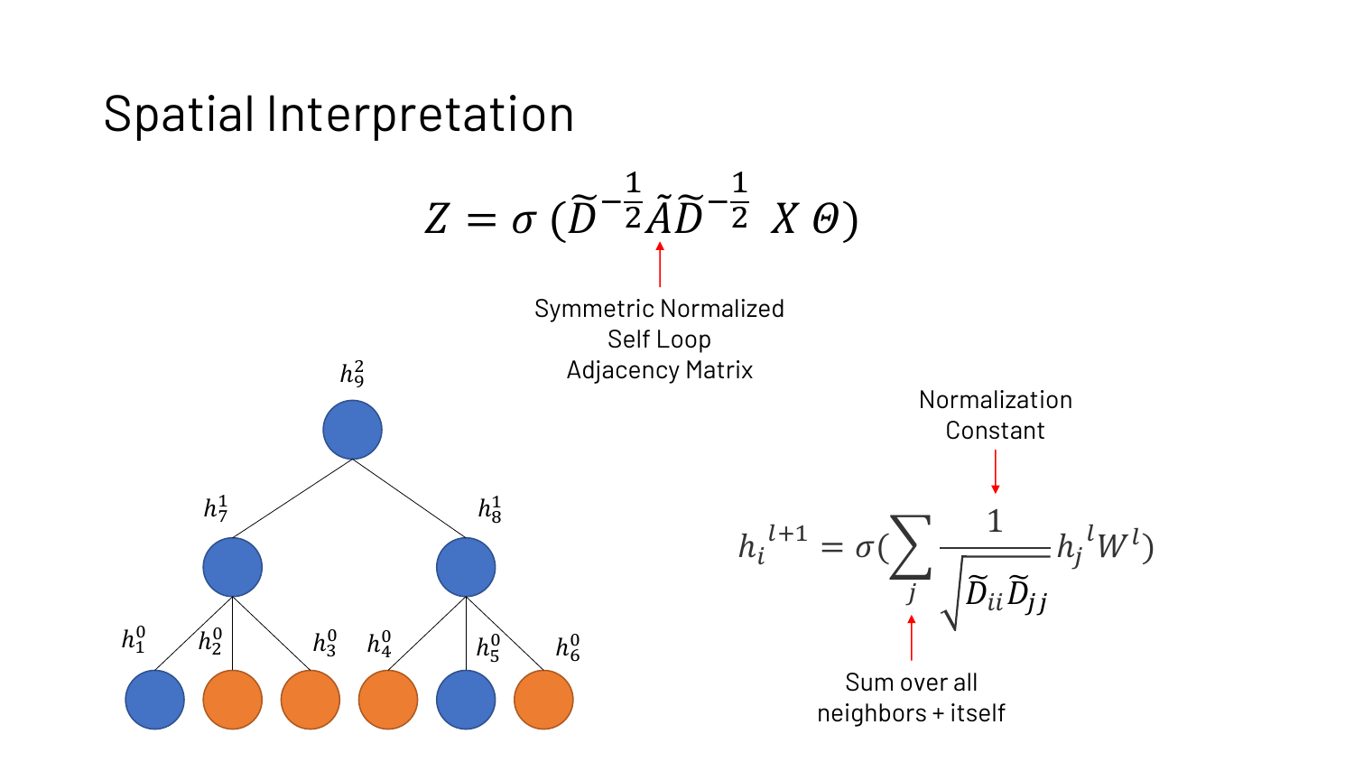# Spatial Interpretation

$$Z = \sigma\,(\widetilde{D}^{-\frac{1}{2}}\tilde{A}\widetilde{D}^{-\frac{1}{2}}\ X\,\Theta)$$

Symmetric Normalized Self Loop Adjacency Matrix

$h_9^2$

$h_7^1$ $h_8^1$

$h_1^0$ $h_2^0$ $h_3^0$ $h_4^0$ $h_5^0$ $h_6^0$

Normalization Constant

$$h_i^{\ l+1} = \sigma(\sum_j \frac{1}{\sqrt{\widetilde{D}_{ii}\widetilde{D}_{jj}}} h_j^{\ l} W^l)$$

Sum over all neighbors + itself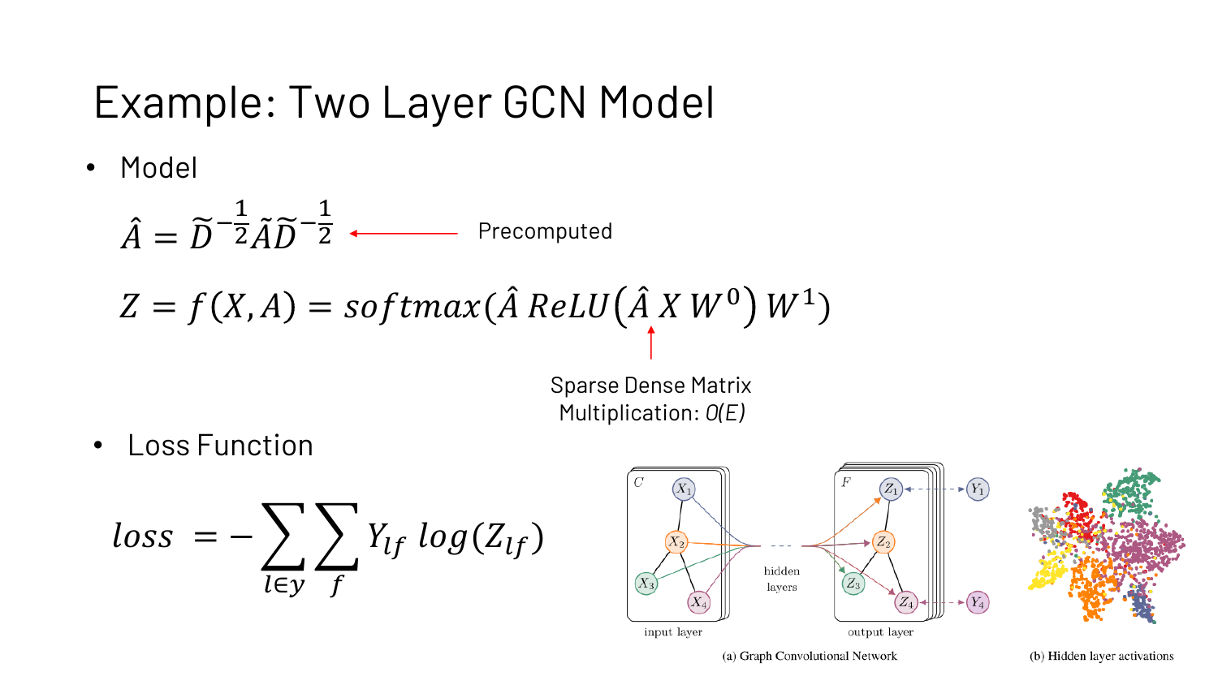# Example: Two Layer GCN Model

- Model

$$\hat{A} = \widetilde{D}^{-\frac{1}{2}} \tilde{A} \widetilde{D}^{-\frac{1}{2}}$$ ← Precomputed

$$Z = f(X, A) = softmax(\hat{A}\ ReLU(\hat{A}\ X\ W^0)\ W^1)$$

↑ Sparse Dense Matrix Multiplication: $O(E)$

- Loss Function

$$loss = -\sum_{l \in y} \sum_{f} Y_{lf}\ log(Z_{lf})$$

(a) Graph Convolutional Network

(b) Hidden layer activations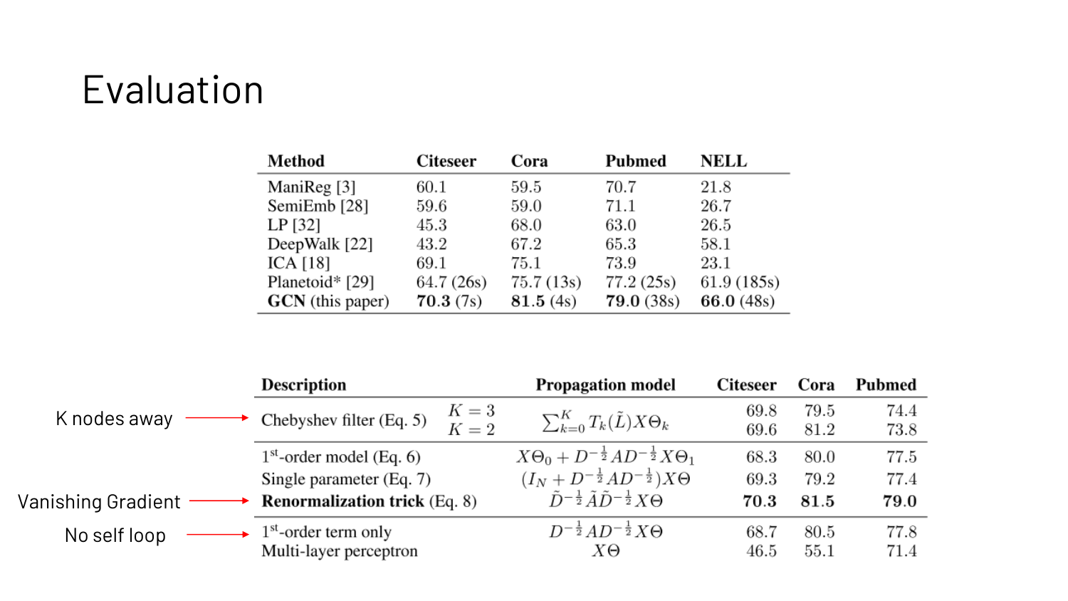# Evaluation

| Method | Citeseer | Cora | Pubmed | NELL |
|---|---|---|---|---|
| ManiReg [3] | 60.1 | 59.5 | 70.7 | 21.8 |
| SemiEmb [28] | 59.6 | 59.0 | 71.1 | 26.7 |
| LP [32] | 45.3 | 68.0 | 63.0 | 26.5 |
| DeepWalk [22] | 43.2 | 67.2 | 65.3 | 58.1 |
| ICA [18] | 69.1 | 75.1 | 73.9 | 23.1 |
| Planetoid* [29] | 64.7 (26s) | 75.7 (13s) | 77.2 (25s) | 61.9 (185s) |
| **GCN** (this paper) | **70.3** (7s) | **81.5** (4s) | **79.0** (38s) | **66.0** (48s) |

| Annotation | Description | | Propagation model | Citeseer | Cora | Pubmed |
|---|---|---|---|---|---|---|
| K nodes away → | Chebyshev filter (Eq. 5) | $K = 3$ | $\sum_{k=0}^{K} T_k(\tilde{L}) X \Theta_k$ | 69.8 | 79.5 | 74.4 |
| | | $K = 2$ | | 69.6 | 81.2 | 73.8 |
| | 1[st]-order model (Eq. 6) | | $X\Theta_0 + D^{-\frac{1}{2}} A D^{-\frac{1}{2}} X \Theta_1$ | 68.3 | 80.0 | 77.5 |
| | Single parameter (Eq. 7) | | $(I_N + D^{-\frac{1}{2}} A D^{-\frac{1}{2}}) X \Theta$ | 69.3 | 79.2 | 77.4 |
| Vanishing Gradient → | **Renormalization trick** (Eq. 8) | | $\tilde{D}^{-\frac{1}{2}} \tilde{A} \tilde{D}^{-\frac{1}{2}} X \Theta$ | **70.3** | **81.5** | **79.0** |
| No self loop → | 1[st]-order term only | | $D^{-\frac{1}{2}} A D^{-\frac{1}{2}} X \Theta$ | 68.7 | 80.5 | 77.8 |
| | Multi-layer perceptron | | $X\Theta$ | 46.5 | 55.1 | 71.4 |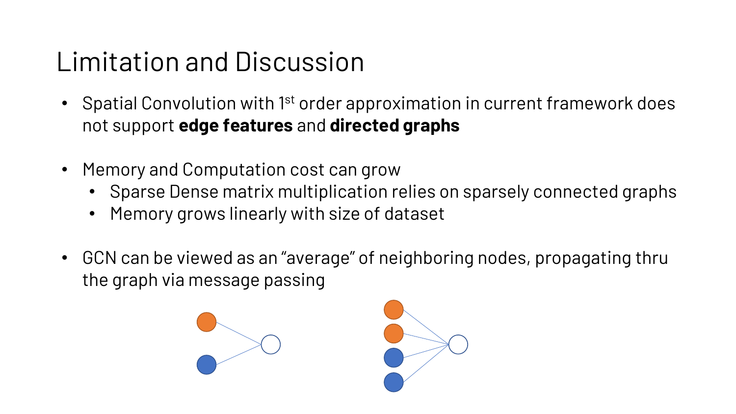# Limitation and Discussion

- Spatial Convolution with 1st order approximation in current framework does not support **edge features** and **directed graphs**

- Memory and Computation cost can grow
  - Sparse Dense matrix multiplication relies on sparsely connected graphs
  - Memory grows linearly with size of dataset

- GCN can be viewed as an "average" of neighboring nodes, propagating thru the graph via message passing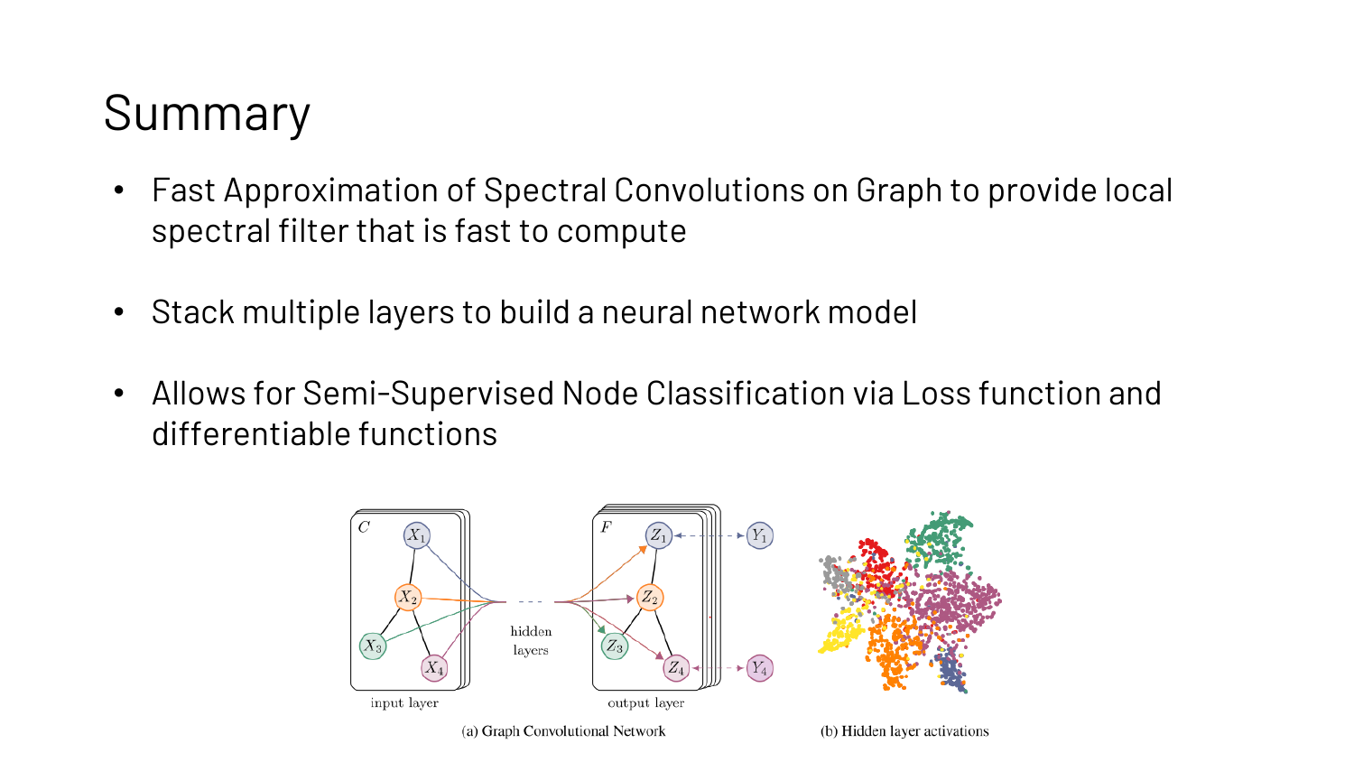# Summary

- Fast Approximation of Spectral Convolutions on Graph to provide local spectral filter that is fast to compute
- Stack multiple layers to build a neural network model
- Allows for Semi-Supervised Node Classification via Loss function and differentiable functions

(a) Graph Convolutional Network

(b) Hidden layer activations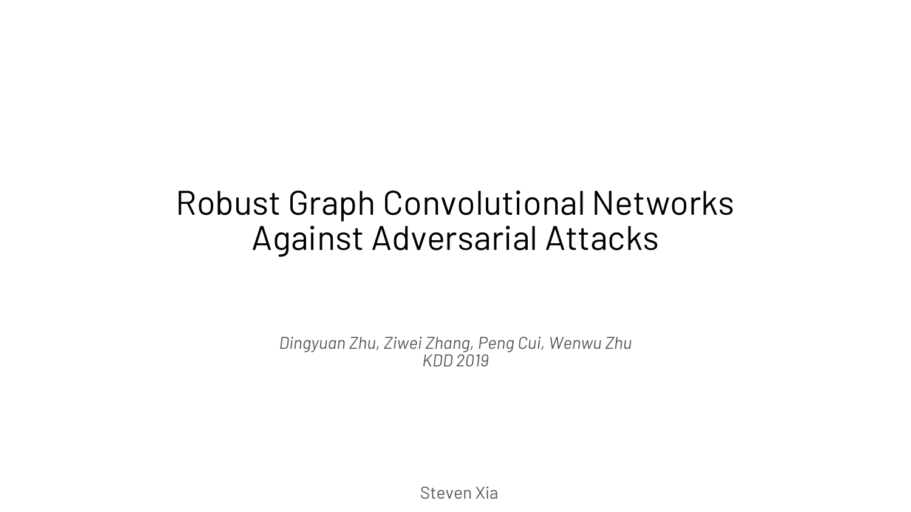# Robust Graph Convolutional Networks Against Adversarial Attacks

*Dingyuan Zhu, Ziwei Zhang, Peng Cui, Wenwu Zhu*
*KDD 2019*

Steven Xia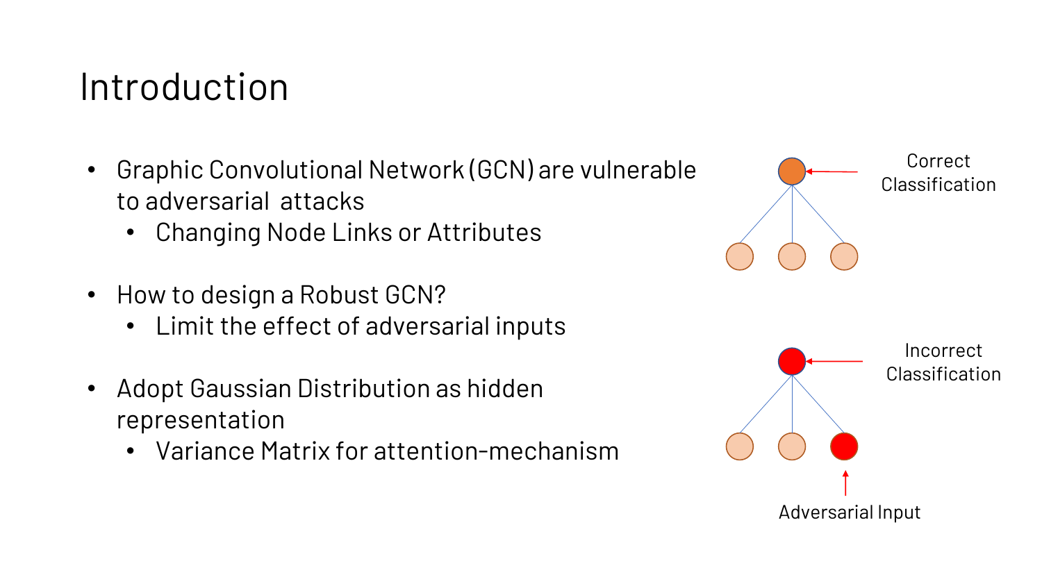# Introduction

- Graphic Convolutional Network (GCN) are vulnerable to adversarial attacks
  - Changing Node Links or Attributes
- How to design a Robust GCN?
  - Limit the effect of adversarial inputs
- Adopt Gaussian Distribution as hidden representation
  - Variance Matrix for attention-mechanism

Correct Classification

Incorrect Classification

Adversarial Input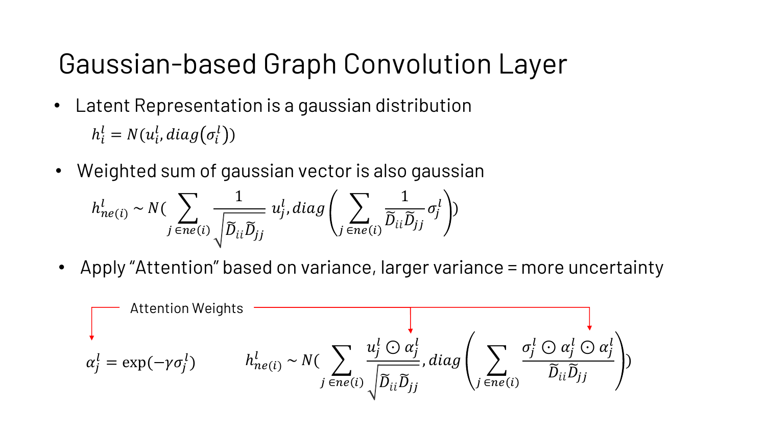# Gaussian-based Graph Convolution Layer

- Latent Representation is a gaussian distribution

$$h_i^l = N(u_i^l, diag(\sigma_i^l))$$

- Weighted sum of gaussian vector is also gaussian

$$h_{ne(i)}^l \sim N\left(\sum_{j \in ne(i)} \frac{1}{\sqrt{\tilde{D}_{ii}\tilde{D}_{jj}}} u_j^l, diag\left(\sum_{j \in ne(i)} \frac{1}{\tilde{D}_{ii}\tilde{D}_{jj}} \sigma_j^l\right)\right)$$

- Apply "Attention" based on variance, larger variance = more uncertainty

Attention Weights

$$\alpha_j^l = \exp(-\gamma \sigma_j^l)$$

$$h_{ne(i)}^l \sim N\left(\sum_{j \in ne(i)} \frac{u_j^l \odot \alpha_j^l}{\sqrt{\tilde{D}_{ii}\tilde{D}_{jj}}}, diag\left(\sum_{j \in ne(i)} \frac{\sigma_j^l \odot \alpha_j^l \odot \alpha_j^l}{\tilde{D}_{ii}\tilde{D}_{jj}}\right)\right)$$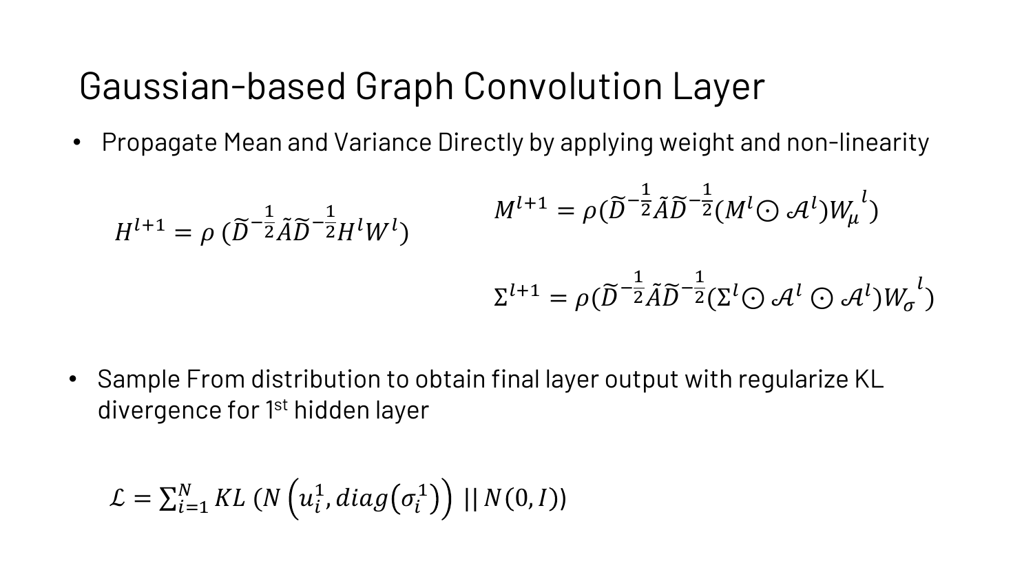# Gaussian-based Graph Convolution Layer

- Propagate Mean and Variance Directly by applying weight and non-linearity

$$H^{l+1} = \rho\,(\widetilde{D}^{-\frac{1}{2}}\tilde{A}\widetilde{D}^{-\frac{1}{2}}H^{l}W^{l})$$

$$M^{l+1} = \rho(\widetilde{D}^{-\frac{1}{2}}\tilde{A}\widetilde{D}^{-\frac{1}{2}}(M^{l} \odot \mathcal{A}^{l}){W_{\mu}}^{l})$$

$$\Sigma^{l+1} = \rho(\widetilde{D}^{-\frac{1}{2}}\tilde{A}\widetilde{D}^{-\frac{1}{2}}(\Sigma^{l} \odot \mathcal{A}^{l} \odot \mathcal{A}^{l}){W_{\sigma}}^{l})$$

- Sample From distribution to obtain final layer output with regularize KL divergence for 1st hidden layer

$$\mathcal{L} = \sum_{i=1}^{N} KL\;(N\left(u_i^1, diag\left(\sigma_i^1\right)\right) \;||\; N(0, I))$$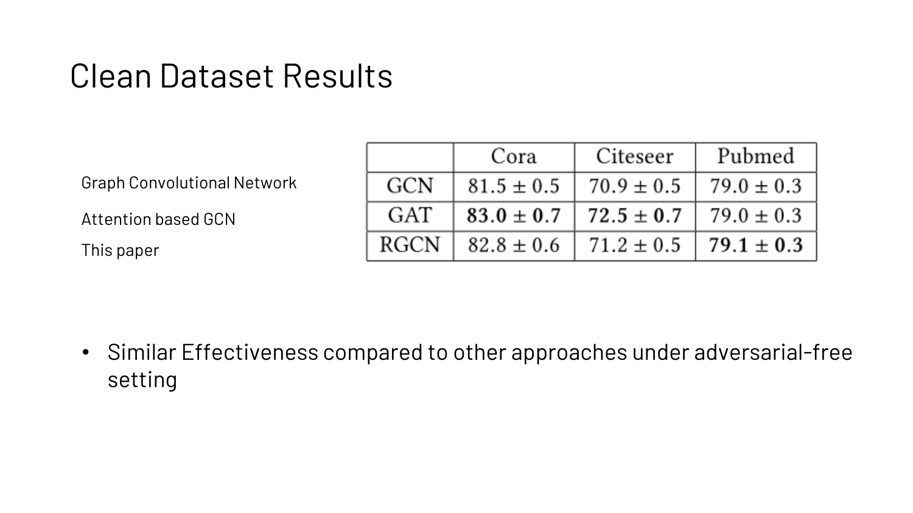# Clean Dataset Results

| | Cora | Citeseer | Pubmed |
|---|---|---|---|
| GCN | $81.5 \pm 0.5$ | $70.9 \pm 0.5$ | $79.0 \pm 0.3$ |
| GAT | **$83.0 \pm 0.7$** | **$72.5 \pm 0.7$** | $79.0 \pm 0.3$ |
| RGCN | $82.8 \pm 0.6$ | $71.2 \pm 0.5$ | **$79.1 \pm 0.3$** |

Graph Convolutional Network

Attention based GCN

This paper

- Similar Effectiveness compared to other approaches under adversarial-free setting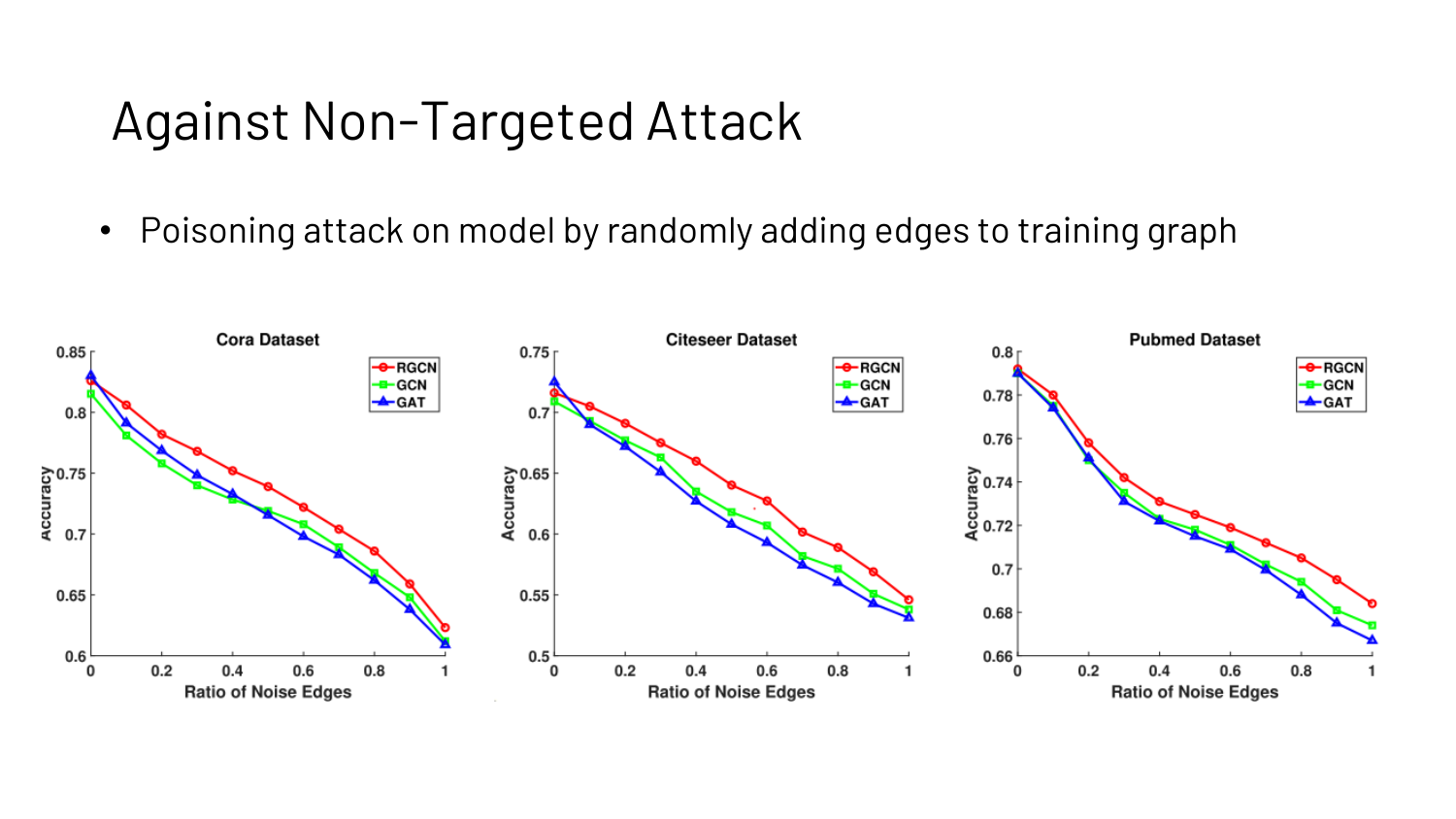# Against Non-Targeted Attack

- Poisoning attack on model by randomly adding edges to training graph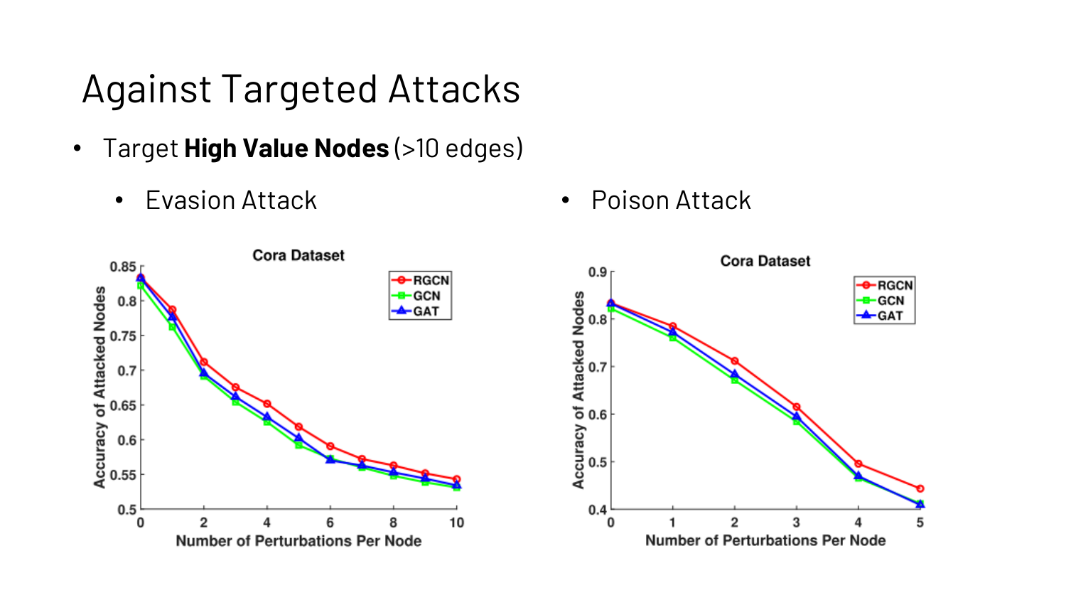# Against Targeted Attacks

- Target **High Value Nodes** (>10 edges)
  - Evasion Attack
  - Poison Attack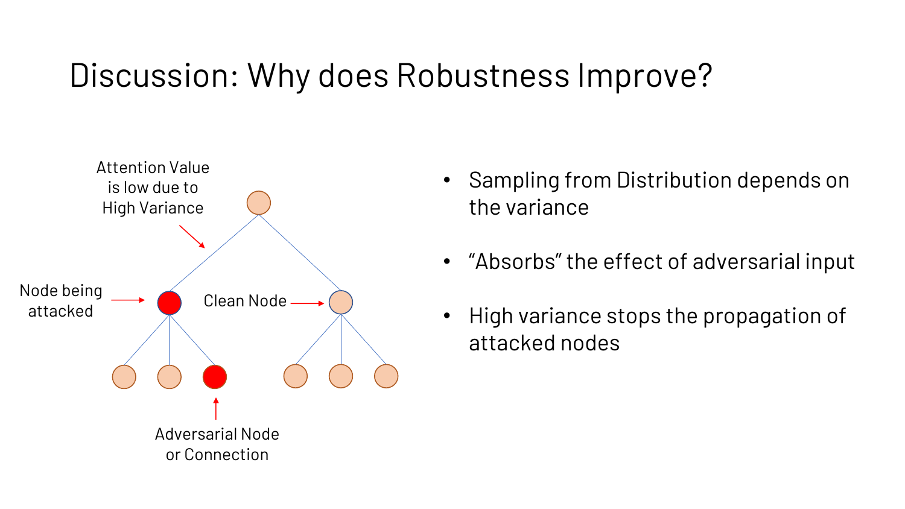# Discussion: Why does Robustness Improve?

Attention Value is low due to High Variance

Node being attacked

Clean Node

Adversarial Node or Connection

- Sampling from Distribution depends on the variance
- "Absorbs" the effect of adversarial input
- High variance stops the propagation of attacked nodes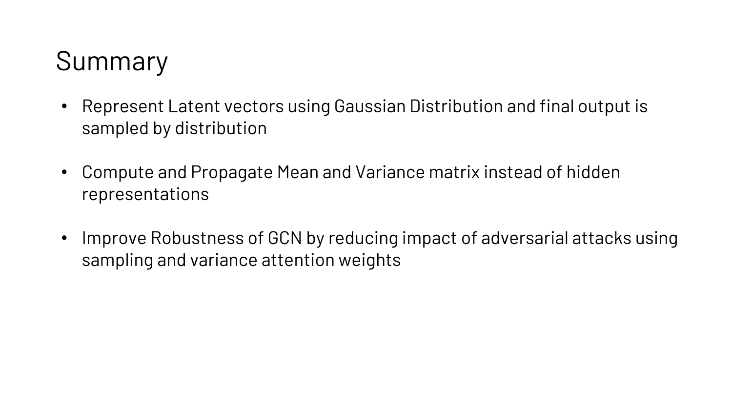# Summary

- Represent Latent vectors using Gaussian Distribution and final output is sampled by distribution

- Compute and Propagate Mean and Variance matrix instead of hidden representations

- Improve Robustness of GCN by reducing impact of adversarial attacks using sampling and variance attention weights